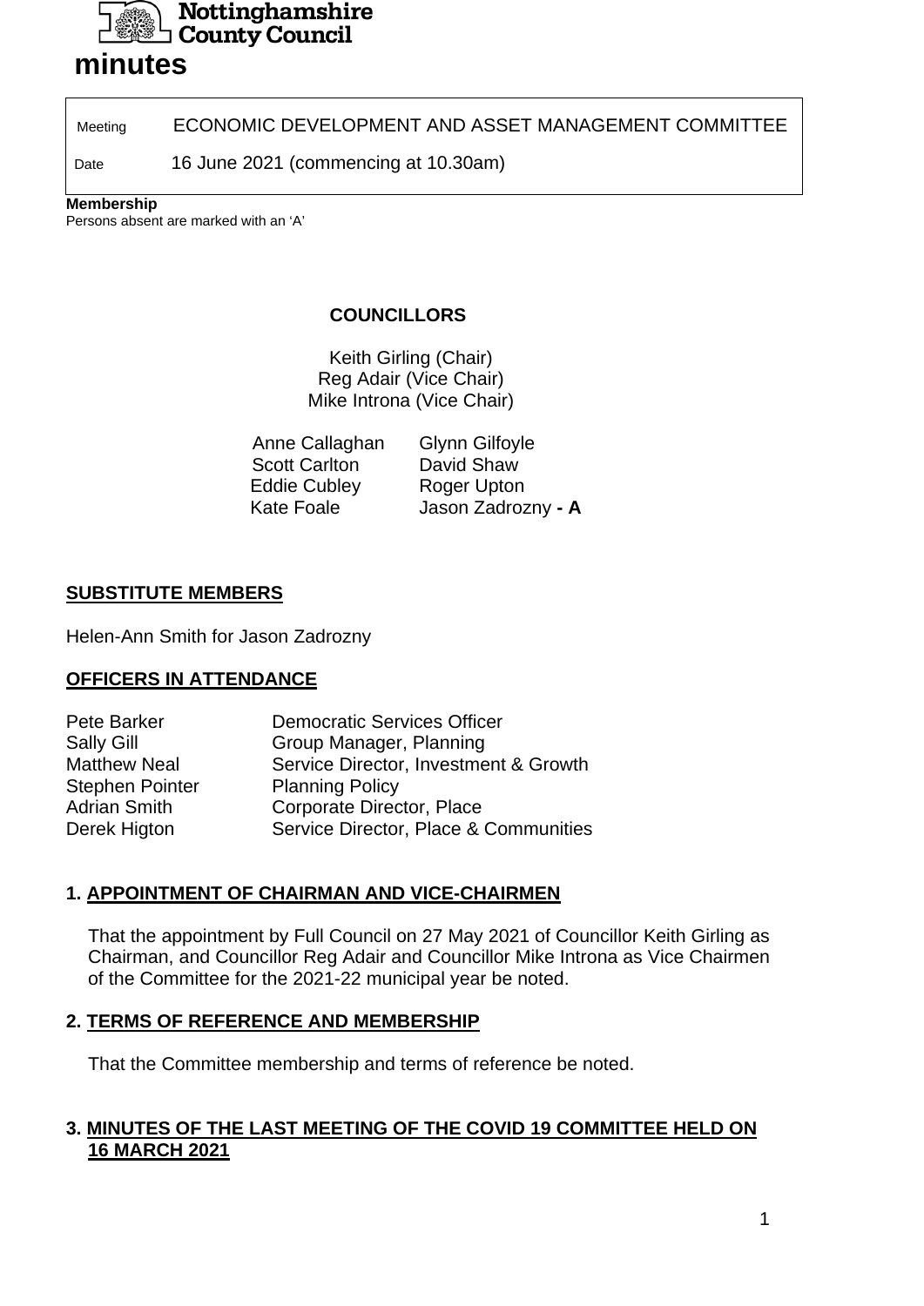**Nottinghamshire County Council**

# minutes

| Meeting | ECONOMIC DEVELOPMENT AND ASSET MANAGEMENT COMMITTEE |
| --- | --- |
| Date | 16 June 2021 (commencing at 10.30am) |

**Membership**
Persons absent are marked with an 'A'

**COUNCILLORS**

Keith Girling (Chair)
Reg Adair (Vice Chair)
Mike Introna (Vice Chair)

| | |
| --- | --- |
| Anne Callaghan | Glynn Gilfoyle |
| Scott Carlton | David Shaw |
| Eddie Cubley | Roger Upton |
| Kate Foale | Jason Zadrozny **- A** |

**SUBSTITUTE MEMBERS**

Helen-Ann Smith for Jason Zadrozny

**OFFICERS IN ATTENDANCE**

| | |
| --- | --- |
| Pete Barker | Democratic Services Officer |
| Sally Gill | Group Manager, Planning |
| Matthew Neal | Service Director, Investment & Growth |
| Stephen Pointer | Planning Policy |
| Adrian Smith | Corporate Director, Place |
| Derek Higton | Service Director, Place & Communities |

## 1. APPOINTMENT OF CHAIRMAN AND VICE-CHAIRMEN

That the appointment by Full Council on 27 May 2021 of Councillor Keith Girling as Chairman, and Councillor Reg Adair and Councillor Mike Introna as Vice Chairmen of the Committee for the 2021-22 municipal year be noted.

## 2. TERMS OF REFERENCE AND MEMBERSHIP

That the Committee membership and terms of reference be noted.

## 3. MINUTES OF THE LAST MEETING OF THE COVID 19 COMMITTEE HELD ON 16 MARCH 2021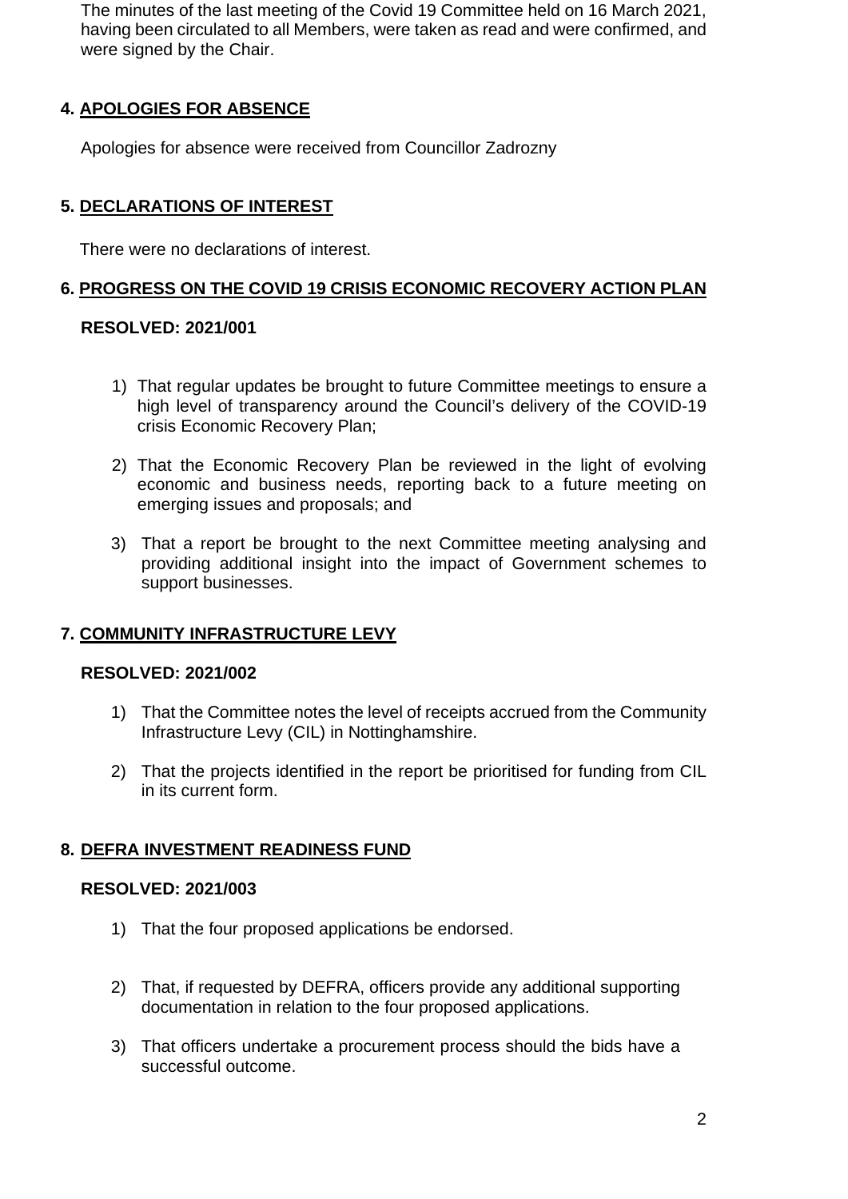The minutes of the last meeting of the Covid 19 Committee held on 16 March 2021, having been circulated to all Members, were taken as read and were confirmed, and were signed by the Chair.

## 4. APOLOGIES FOR ABSENCE

Apologies for absence were received from Councillor Zadrozny

## 5. DECLARATIONS OF INTEREST

There were no declarations of interest.

## 6. PROGRESS ON THE COVID 19 CRISIS ECONOMIC RECOVERY ACTION PLAN

**RESOLVED: 2021/001**

1) That regular updates be brought to future Committee meetings to ensure a high level of transparency around the Council's delivery of the COVID-19 crisis Economic Recovery Plan;

2) That the Economic Recovery Plan be reviewed in the light of evolving economic and business needs, reporting back to a future meeting on emerging issues and proposals; and

3) That a report be brought to the next Committee meeting analysing and providing additional insight into the impact of Government schemes to support businesses.

## 7. COMMUNITY INFRASTRUCTURE LEVY

**RESOLVED: 2021/002**

1) That the Committee notes the level of receipts accrued from the Community Infrastructure Levy (CIL) in Nottinghamshire.

2) That the projects identified in the report be prioritised for funding from CIL in its current form.

## 8. DEFRA INVESTMENT READINESS FUND

**RESOLVED: 2021/003**

1) That the four proposed applications be endorsed.

2) That, if requested by DEFRA, officers provide any additional supporting documentation in relation to the four proposed applications.

3) That officers undertake a procurement process should the bids have a successful outcome.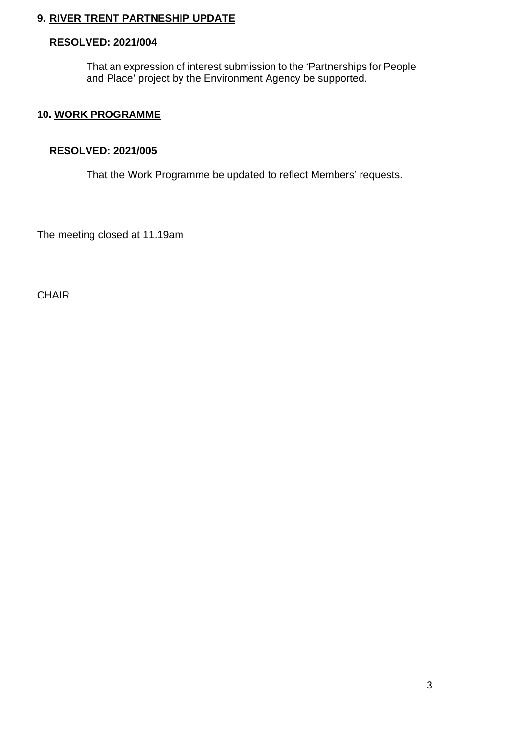## 9. RIVER TRENT PARTNESHIP UPDATE

**RESOLVED: 2021/004**

That an expression of interest submission to the 'Partnerships for People and Place' project by the Environment Agency be supported.

## 10. WORK PROGRAMME

**RESOLVED: 2021/005**

That the Work Programme be updated to reflect Members' requests.

The meeting closed at 11.19am

CHAIR